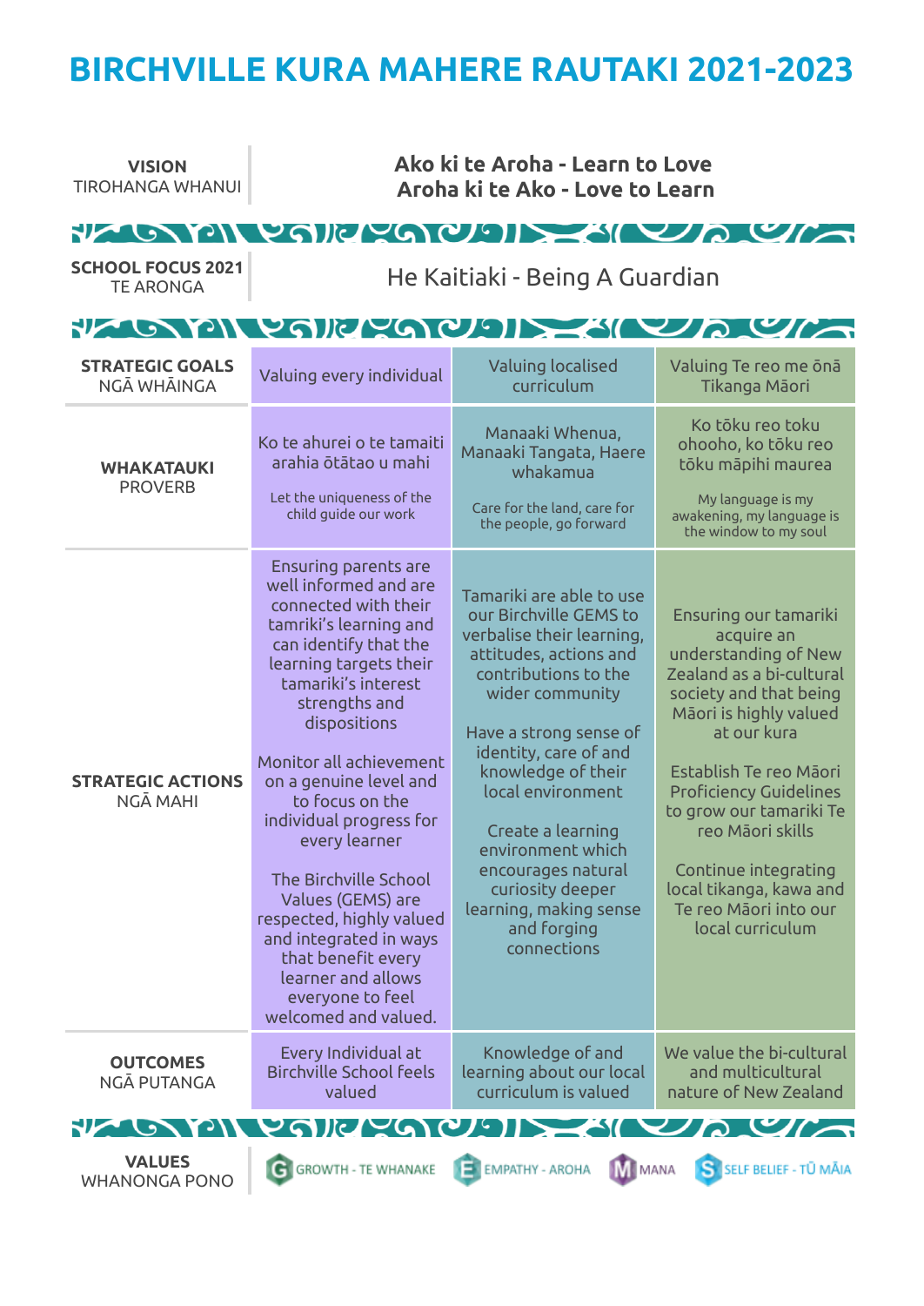# BIRCHVILLE KURA MAHERE RAUTAKI 2021-2023

| | | | |
|---|---|---|---|
| **VISION** TIROHANGA WHANUI | **Ako ki te Aroha - Learn to Love** **Aroha ki te Ako - Love to Learn** | | |
| **SCHOOL FOCUS 2021** TE ARONGA | He Kaitiaki - Being A Guardian | | |
| **STRATEGIC GOALS** NGĀ WHĀINGA | Valuing every individual | Valuing localised curriculum | Valuing Te reo me ōnā Tikanga Māori |
| **WHAKATAUKI** PROVERB | Ko te ahurei o te tamaiti arahia ōtātao u mahi<br><br>Let the uniqueness of the child guide our work | Manaaki Whenua, Manaaki Tangata, Haere whakamua<br><br>Care for the land, care for the people, go forward | Ko tōku reo toku ohooho, ko tōku reo tōku māpihi maurea<br><br>My language is my awakening, my language is the window to my soul |
| **STRATEGIC ACTIONS** NGĀ MAHI | Ensuring parents are well informed and are connected with their tamariki's learning and can identify that the learning targets their tamariki's interest strengths and dispositions<br><br>Monitor all achievement on a genuine level and to focus on the individual progress for every learner<br><br>The Birchville School Values (GEMS) are respected, highly valued and integrated in ways that benefit every learner and allows everyone to feel welcomed and valued. | Tamariki are able to use our Birchville GEMS to verbalise their learning, attitudes, actions and contributions to the wider community<br><br>Have a strong sense of identity, care of and knowledge of their local environment<br><br>Create a learning environment which encourages natural curiosity deeper learning, making sense and forging connections | Ensuring our tamariki acquire an understanding of New Zealand as a bi-cultural society and that being Māori is highly valued at our kura<br><br>Establish Te reo Māori Proficiency Guidelines to grow our tamariki Te reo Māori skills<br><br>Continue integrating local tikanga, kawa and Te reo Māori into our local curriculum |
| **OUTCOMES** NGĀ PUTANGA | Every Individual at Birchville School feels valued | Knowledge of and learning about our local curriculum is valued | We value the bi-cultural and multicultural nature of New Zealand |
| **VALUES** WHANONGA PONO | G GROWTH - TE WHANAKE · E EMPATHY - AROHA · M MANA · S SELF BELIEF - TŪ MĀIA | | |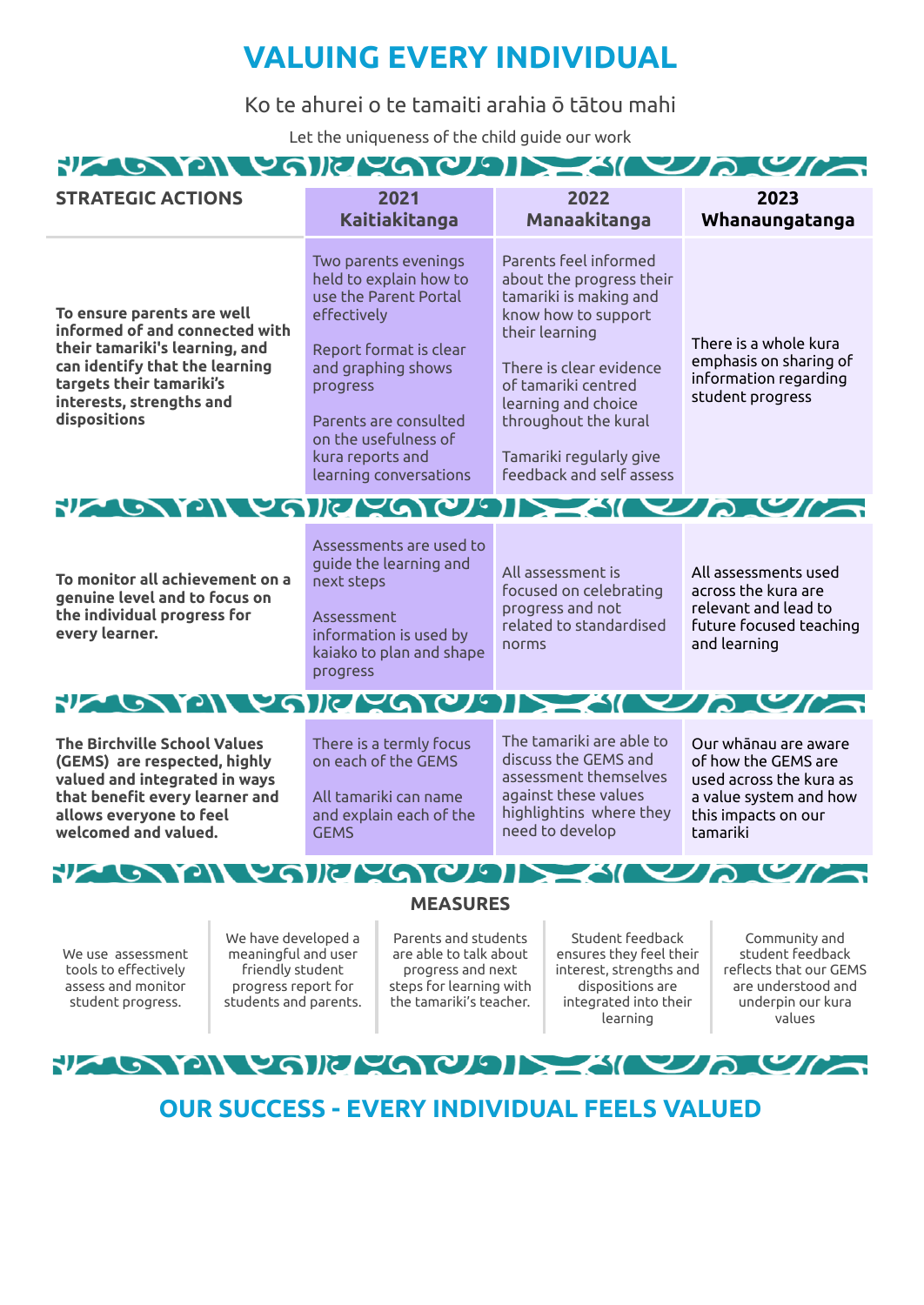# VALUING EVERY INDIVIDUAL

Ko te ahurei o te tamaiti arahia ō tātou mahi

Let the uniqueness of the child guide our work

| STRATEGIC ACTIONS | 2021 Kaitiakitanga | 2022 Manaakitanga | 2023 Whanaungatanga |
|---|---|---|---|
| **To ensure parents are well informed of and connected with their tamariki's learning, and can identify that the learning targets their tamariki's interests, strengths and dispositions** | Two parents evenings held to explain how to use the Parent Portal effectively<br><br>Report format is clear and graphing shows progress<br><br>Parents are consulted on the usefulness of kura reports and learning conversations | Parents feel informed about the progress their tamariki is making and know how to support their learning<br><br>There is clear evidence of tamariki centred learning and choice throughout the kural<br><br>Tamariki regularly give feedback and self assess | There is a whole kura emphasis on sharing of information regarding student progress |
| **To monitor all achievement on a genuine level and to focus on the individual progress for every learner.** | Assessments are used to guide the learning and next steps<br><br>Assessment information is used by kaiako to plan and shape progress | All assessment is focused on celebrating progress and not related to standardised norms | All assessments used across the kura are relevant and lead to future focused teaching and learning |
| **The Birchville School Values (GEMS) are respected, highly valued and integrated in ways that benefit every learner and allows everyone to feel welcomed and valued.** | There is a termly focus on each of the GEMS<br><br>All tamariki can name and explain each of the GEMS | The tamariki are able to discuss the GEMS and assessment themselves against these values highlightins where they need to develop | Our whānau are aware of how the GEMS are used across the kura as a value system and how this impacts on our tamariki |

## MEASURES

| | | | | |
|---|---|---|---|---|
| We use assessment tools to effectively assess and monitor student progress. | We have developed a meaningful and user friendly student progress report for students and parents. | Parents and students are able to talk about progress and next steps for learning with the tamariki's teacher. | Student feedback ensures they feel their interest, strengths and dispositions are integrated into their learning | Community and student feedback reflects that our GEMS are understood and underpin our kura values |

## OUR SUCCESS - EVERY INDIVIDUAL FEELS VALUED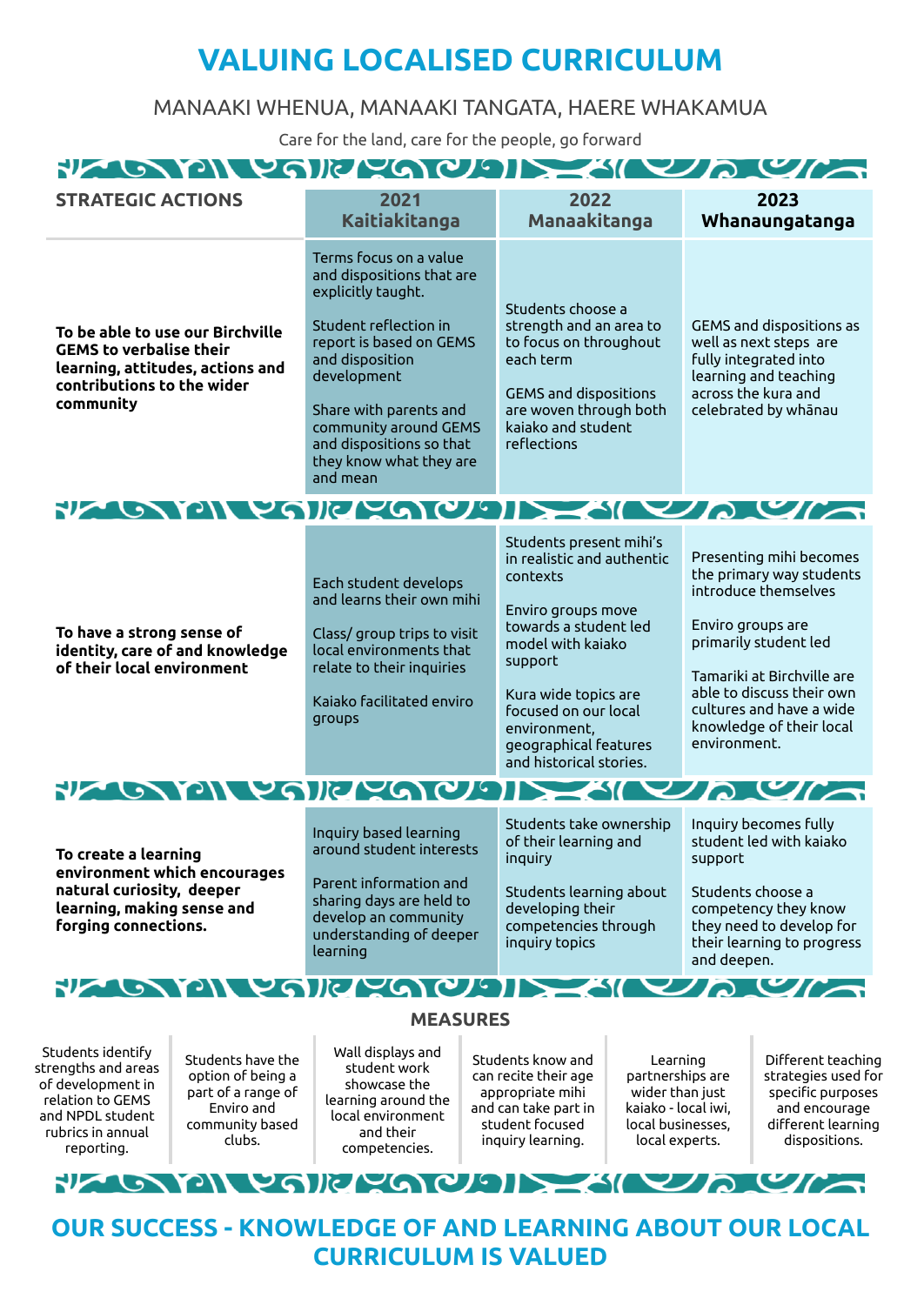# VALUING LOCALISED CURRICULUM

MANAAKI WHENUA, MANAAKI TANGATA, HAERE WHAKAMUA

Care for the land, care for the people, go forward

| STRATEGIC ACTIONS | 2021 Kaitiakitanga | 2022 Manaakitanga | 2023 Whanaungatanga |
|---|---|---|---|
| **To be able to use our Birchville GEMS to verbalise their learning, attitudes, actions and contributions to the wider community** | Terms focus on a value and dispositions that are explicitly taught.<br><br>Student reflection in report is based on GEMS and disposition development<br><br>Share with parents and community around GEMS and dispositions so that they know what they are and mean | Students choose a strength and an area to to focus on throughout each term<br><br>GEMS and dispositions are woven through both kaiako and student reflections | GEMS and dispositions as well as next steps are fully integrated into learning and teaching across the kura and celebrated by whānau |
| **To have a strong sense of identity, care of and knowledge of their local environment** | Each student develops and learns their own mihi<br><br>Class/ group trips to visit local environments that relate to their inquiries<br><br>Kaiako facilitated enviro groups | Students present mihi's in realistic and authentic contexts<br><br>Enviro groups move towards a student led model with kaiako support<br><br>Kura wide topics are focused on our local environment, geographical features and historical stories. | Presenting mihi becomes the primary way students introduce themselves<br><br>Enviro groups are primarily student led<br><br>Tamariki at Birchville are able to discuss their own cultures and have a wide knowledge of their local environment. |
| **To create a learning environment which encourages natural curiosity, deeper learning, making sense and forging connections.** | Inquiry based learning around student interests<br><br>Parent information and sharing days are held to develop an community understanding of deeper learning | Students take ownership of their learning and inquiry<br><br>Students learning about developing their competencies through inquiry topics | Inquiry becomes fully student led with kaiako support<br><br>Students choose a competency they know they need to develop for their learning to progress and deepen. |

## MEASURES

- Students identify strengths and areas of development in relation to GEMS and NPDL student rubrics in annual reporting.
- Students have the option of being a part of a range of Enviro and community based clubs.
- Wall displays and student work showcase the learning around the local environment and their competencies.
- Students know and can recite their age appropriate mihi and can take part in student focused inquiry learning.
- Learning partnerships are wider than just kaiako - local iwi, local businesses, local experts.
- Different teaching strategies used for specific purposes and encourage different learning dispositions.

# OUR SUCCESS - KNOWLEDGE OF AND LEARNING ABOUT OUR LOCAL CURRICULUM IS VALUED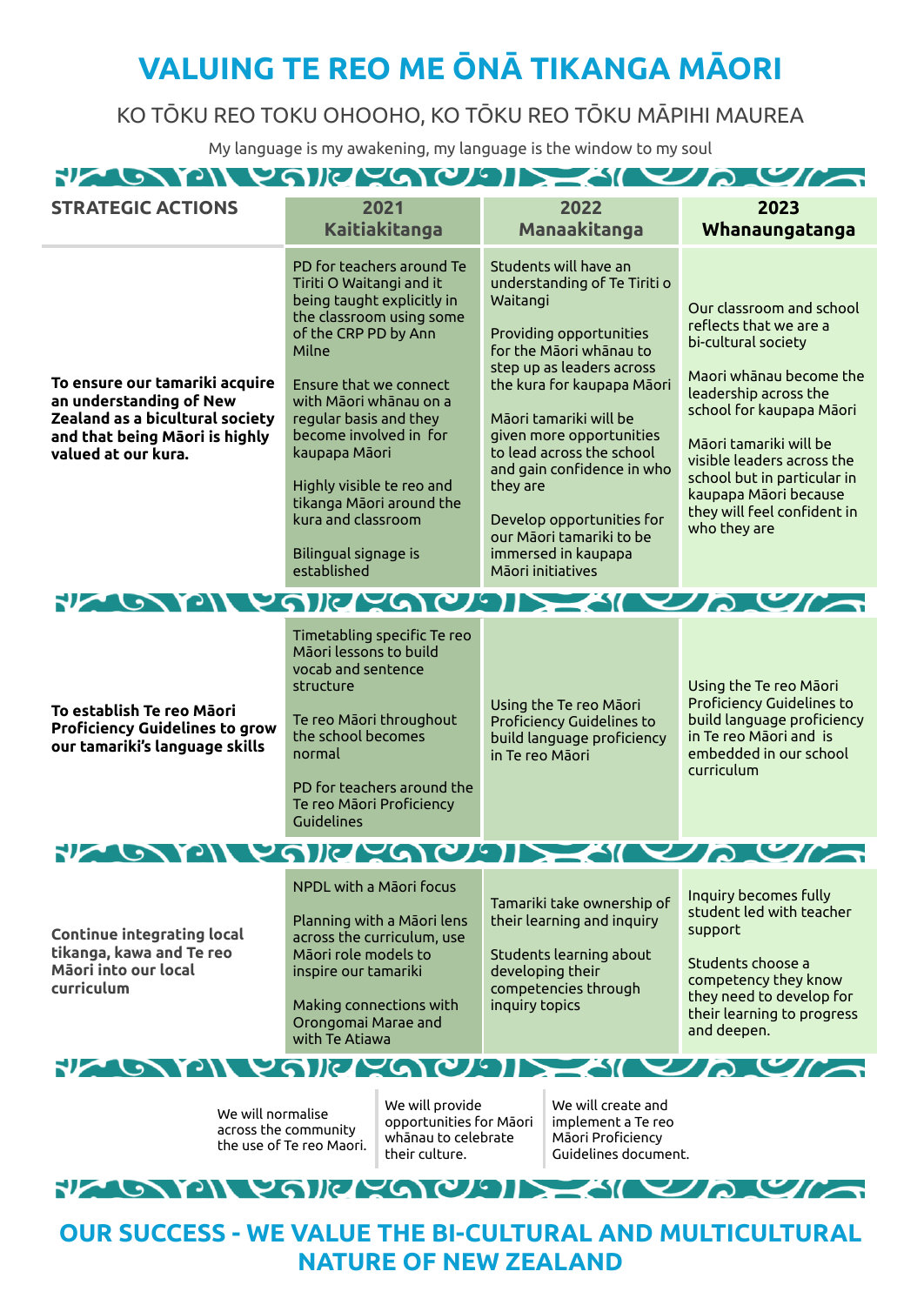# VALUING TE REO ME ŌNĀ TIKANGA MĀORI

## KO TŌKU REO TOKU OHOOHO, KO TŌKU REO TŌKU MĀPIHI MAUREA

My language is my awakening, my language is the window to my soul

| STRATEGIC ACTIONS | 2021 Kaitiakitanga | 2022 Manaakitanga | 2023 Whanaungatanga |
|---|---|---|---|
| **To ensure our tamariki acquire an understanding of New Zealand as a bicultural society and that being Māori is highly valued at our kura.** | PD for teachers around Te Tiriti O Waitangi and it being taught explicitly in the classroom using some of the CRP PD by Ann Milne<br><br>Ensure that we connect with Māori whānau on a regular basis and they become involved in for kaupapa Māori<br><br>Highly visible te reo and tikanga Māori around the kura and classroom<br><br>Bilingual signage is established | Students will have an understanding of Te Tiriti o Waitangi<br><br>Providing opportunities for the Māori whānau to step up as leaders across the kura for kaupapa Māori<br><br>Māori tamariki will be given more opportunities to lead across the school and gain confidence in who they are<br><br>Develop opportunities for our Māori tamariki to be immersed in kaupapa Māori initiatives | Our classroom and school reflects that we are a bi-cultural society<br><br>Maori whānau become the leadership across the school for kaupapa Māori<br><br>Māori tamariki will be visible leaders across the school but in particular in kaupapa Māori because they will feel confident in who they are |
| **To establish Te reo Māori Proficiency Guidelines to grow our tamariki's language skills** | Timetabling specific Te reo Māori lessons to build vocab and sentence structure<br><br>Te reo Māori throughout the school becomes normal<br><br>PD for teachers around the Te reo Māori Proficiency Guidelines | Using the Te reo Māori Proficiency Guidelines to build language proficiency in Te reo Māori | Using the Te reo Māori Proficiency Guidelines to build language proficiency in Te reo Māori and is embedded in our school curriculum |
| **Continue integrating local tikanga, kawa and Te reo Māori into our local curriculum** | NPDL with a Māori focus<br><br>Planning with a Māori lens across the curriculum, use Māori role models to inspire our tamariki<br><br>Making connections with Orongomai Marae and with Te Atiawa | Tamariki take ownership of their learning and inquiry<br><br>Students learning about developing their competencies through inquiry topics | Inquiry becomes fully student led with teacher support<br><br>Students choose a competency they know they need to develop for their learning to progress and deepen. |

We will normalise across the community the use of Te reo Maori.

We will provide opportunities for Māori whānau to celebrate their culture.

We will create and implement a Te reo Māori Proficiency Guidelines document.

## OUR SUCCESS - WE VALUE THE BI-CULTURAL AND MULTICULTURAL NATURE OF NEW ZEALAND